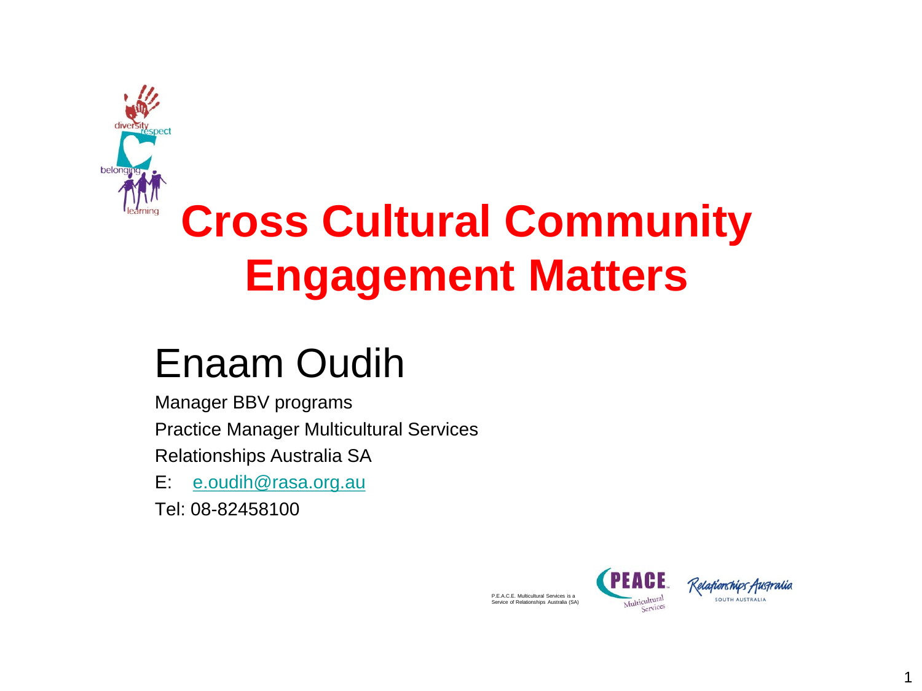# Cross Cultural Community Engagement Matters

## Enaam Oudih

Manager BBV programs

Practice Manager Multicultural Services

Relationships Australia SA

E: e.oudih@rasa.org.au

Tel: 08-82458100

P.E.A.C.E. Multicultural Services is a Service of Relationships Australia (SA)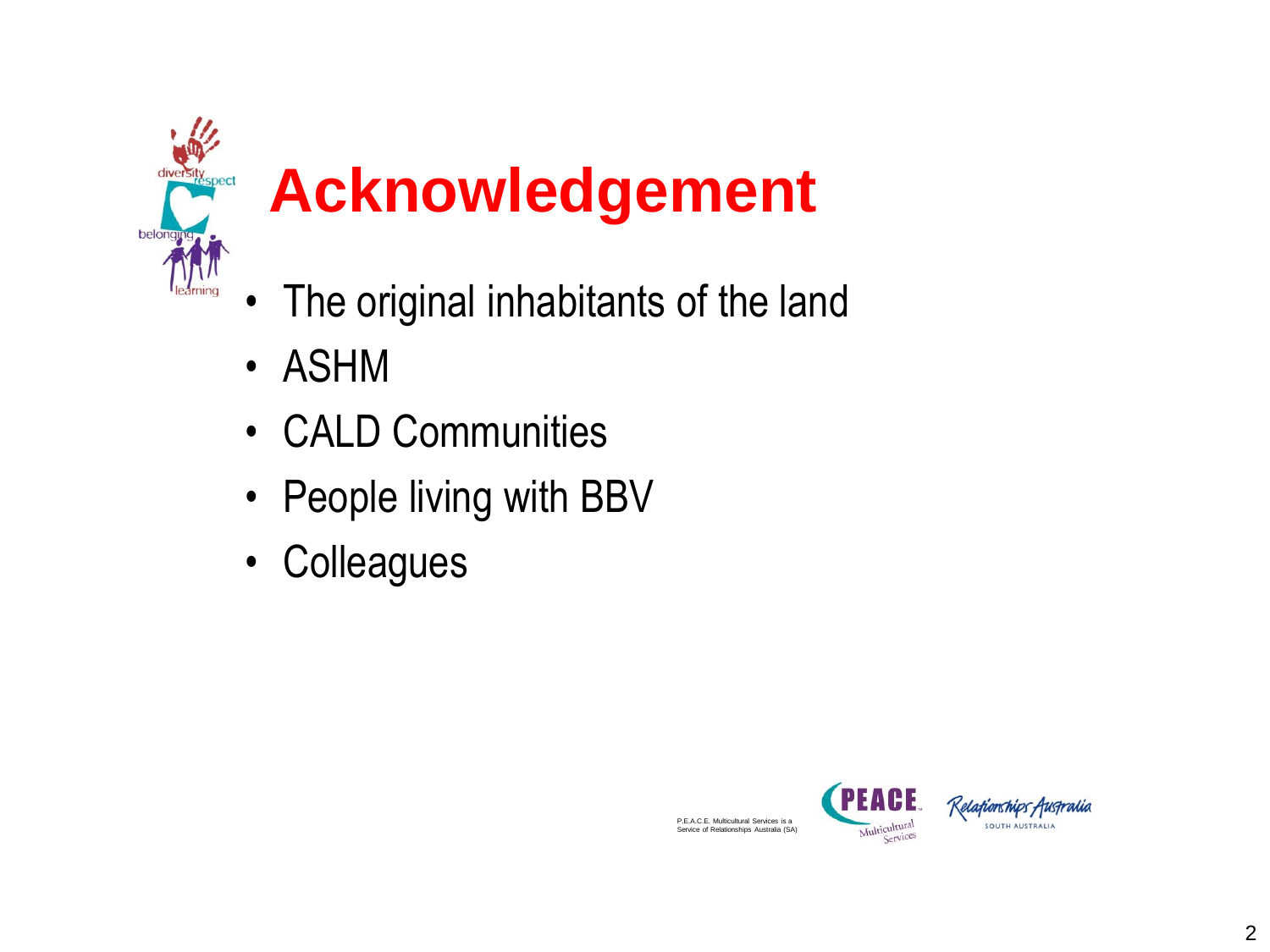# Acknowledgement

- The original inhabitants of the land
- ASHM
- CALD Communities
- People living with BBV
- Colleagues

P.E.A.C.E. Multicultural Services is a Service of Relationships Australia (SA)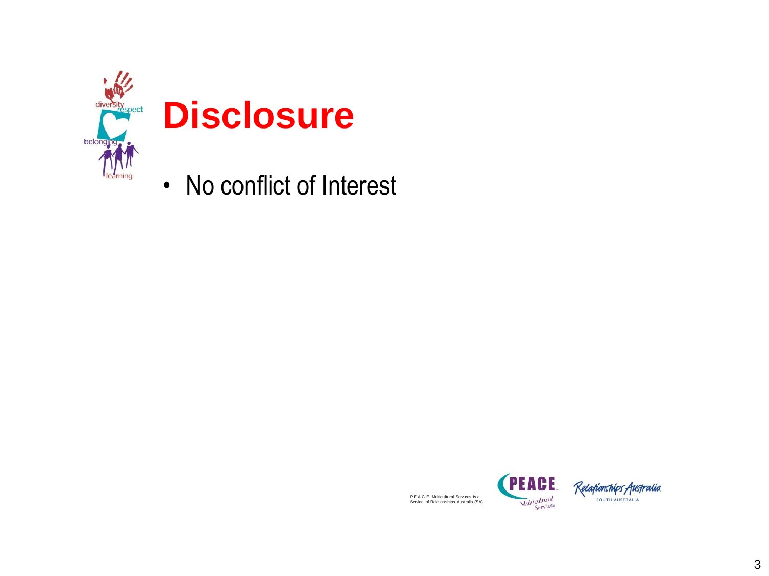# Disclosure

- No conflict of Interest

P.E.A.C.E. Multicultural Services is a Service of Relationships Australia (SA)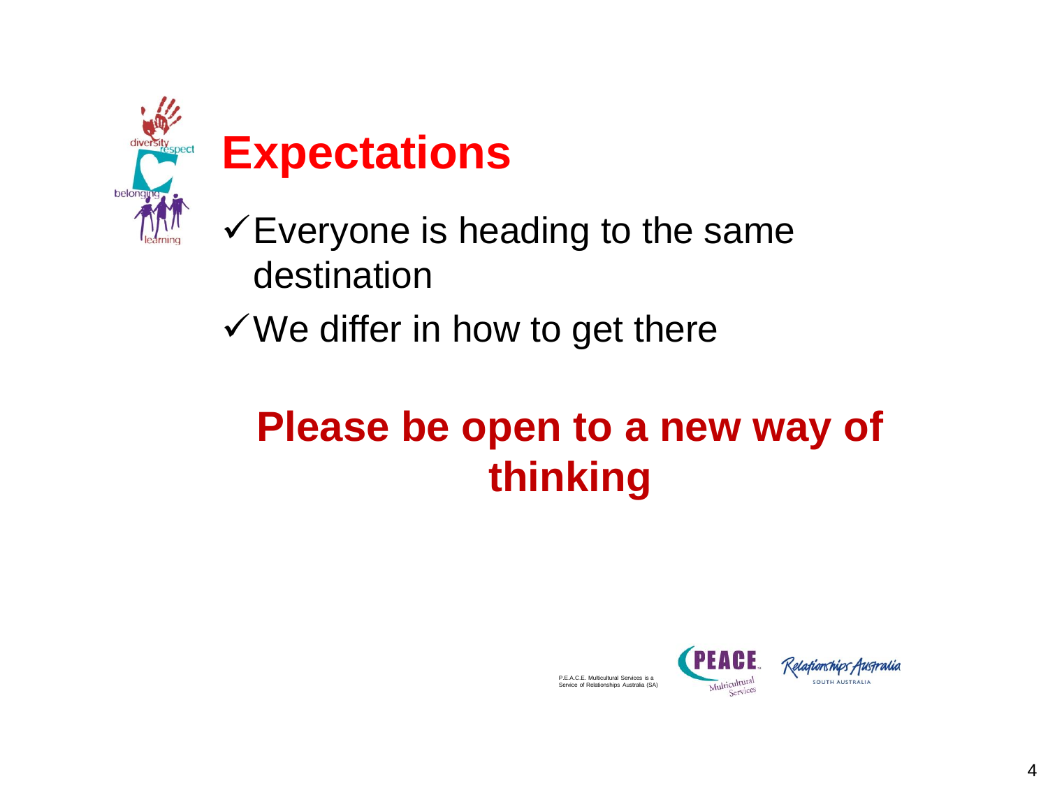# Expectations

- ✓ Everyone is heading to the same destination
- ✓ We differ in how to get there

**Please be open to a new way of thinking**

P.E.A.C.E. Multicultural Services is a Service of Relationships Australia (SA)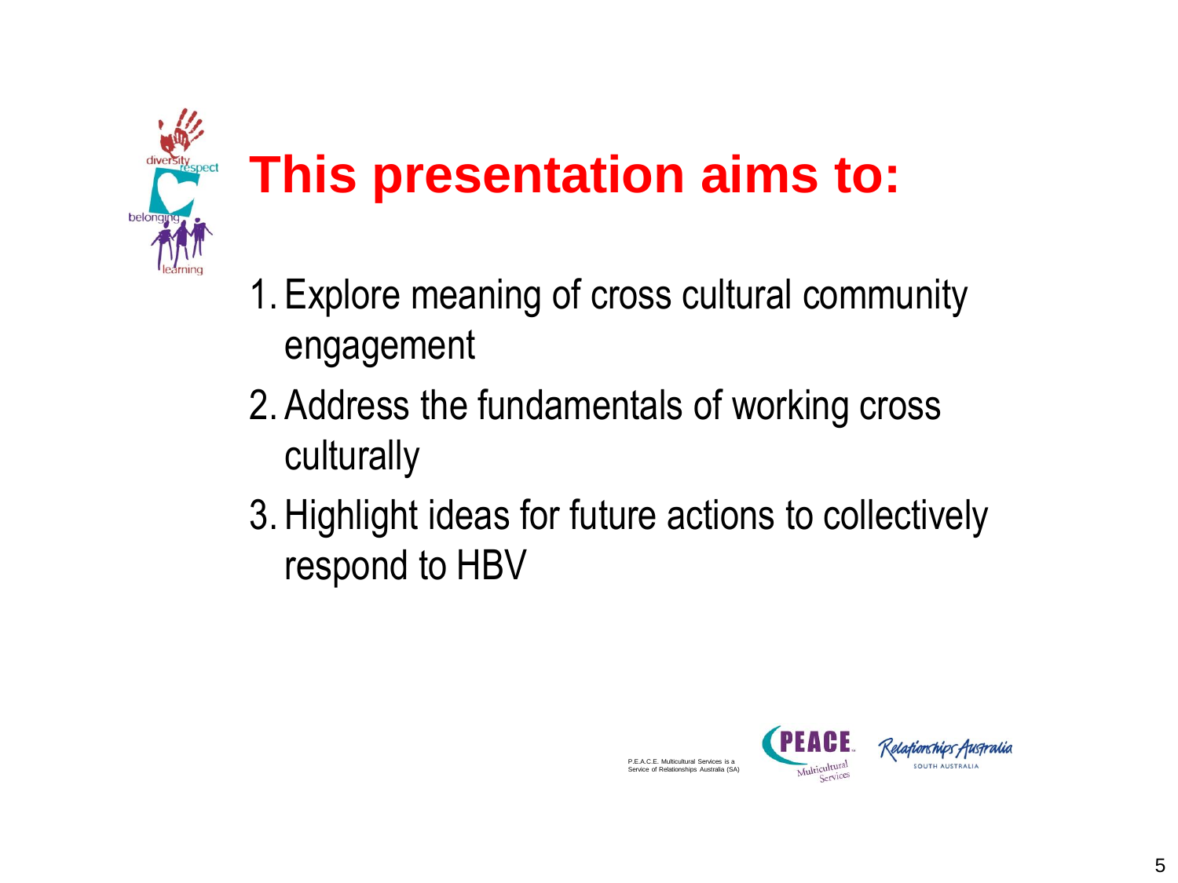# This presentation aims to:

1. Explore meaning of cross cultural community engagement
2. Address the fundamentals of working cross culturally
3. Highlight ideas for future actions to collectively respond to HBV

P.E.A.C.E. Multicultural Services is a Service of Relationships Australia (SA)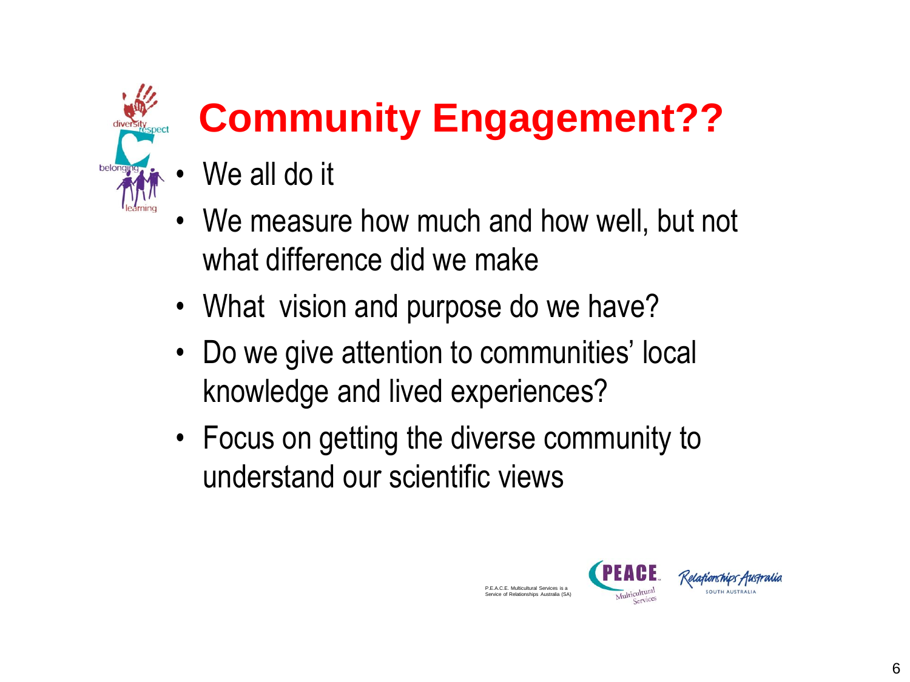# Community Engagement??

- We all do it
- We measure how much and how well, but not what difference did we make
- What vision and purpose do we have?
- Do we give attention to communities' local knowledge and lived experiences?
- Focus on getting the diverse community to understand our scientific views

P.E.A.C.E. Multicultural Services is a Service of Relationships Australia (SA)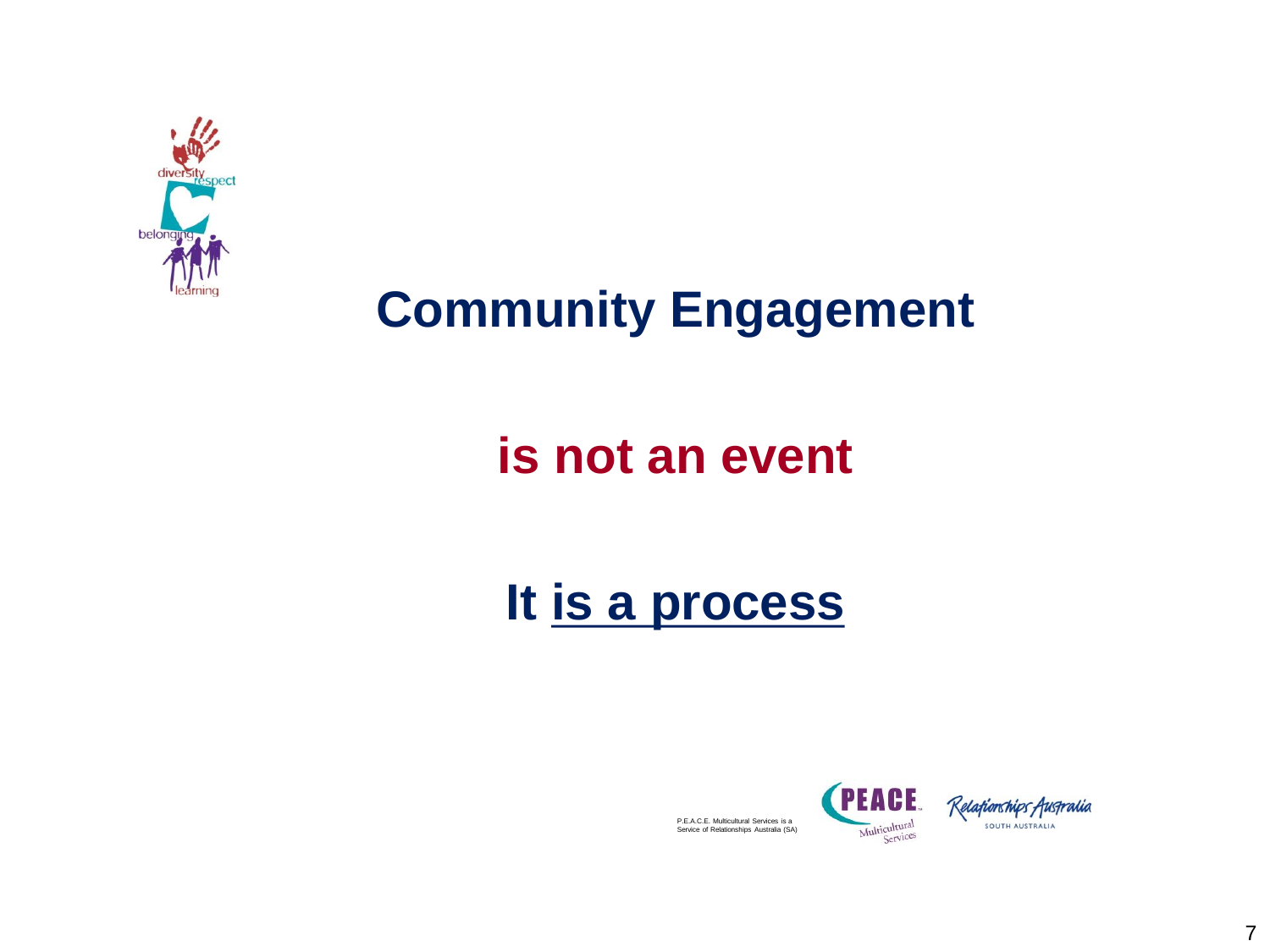# Community Engagement

## is not an event

## It <u>is a process</u>

P.E.A.C.E. Multicultural Services is a Service of Relationships Australia (SA)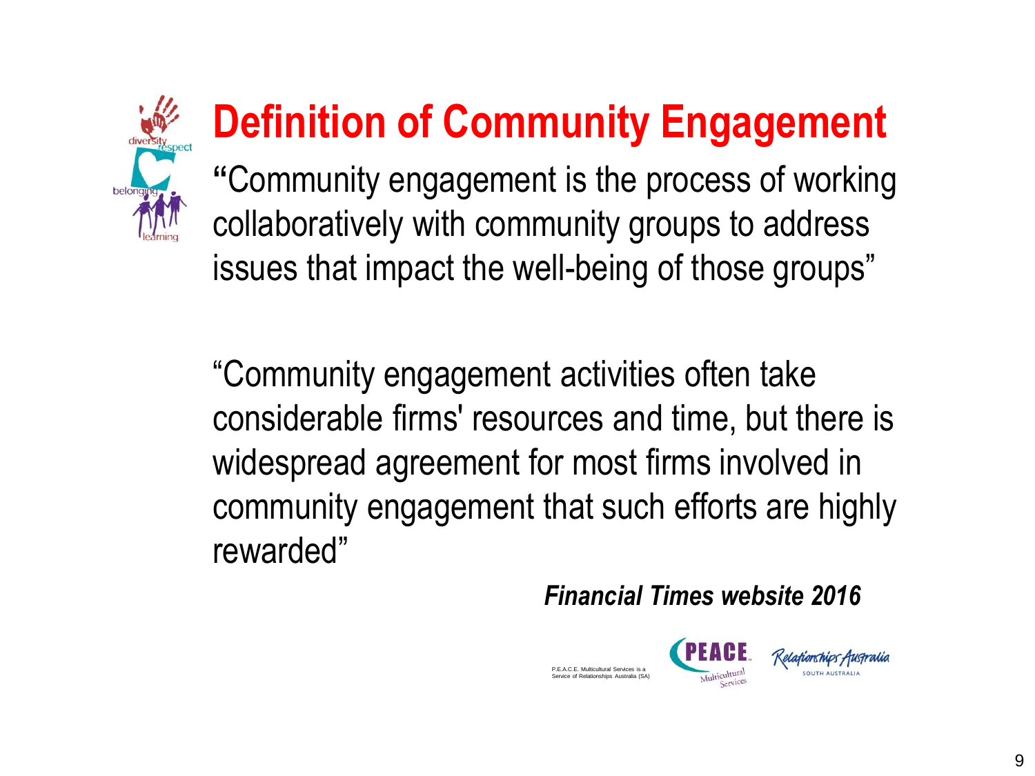# Definition of Community Engagement

"Community engagement is the process of working collaboratively with community groups to address issues that impact the well-being of those groups"

"Community engagement activities often take considerable firms' resources and time, but there is widespread agreement for most firms involved in community engagement that such efforts are highly rewarded"

***Financial Times website 2016***

P.E.A.C.E. Multicultural Services is a Service of Relationships Australia (SA)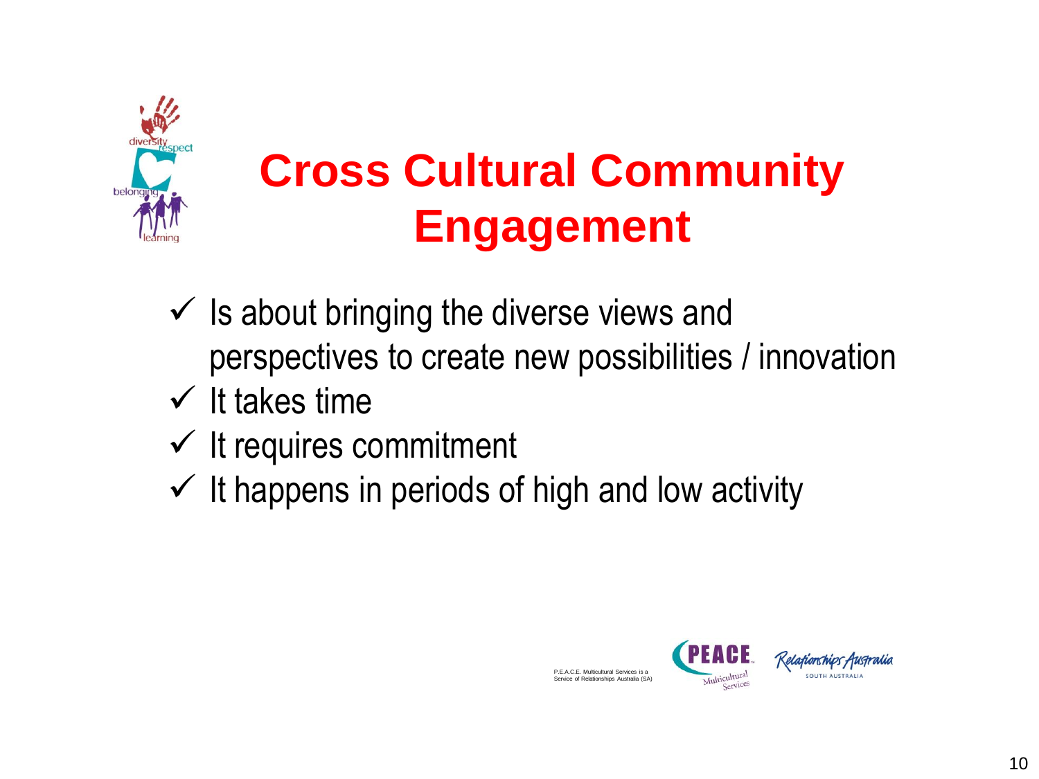# Cross Cultural Community Engagement

- ✓ Is about bringing the diverse views and perspectives to create new possibilities / innovation
- ✓ It takes time
- ✓ It requires commitment
- ✓ It happens in periods of high and low activity

P.E.A.C.E. Multicultural Services is a Service of Relationships Australia (SA)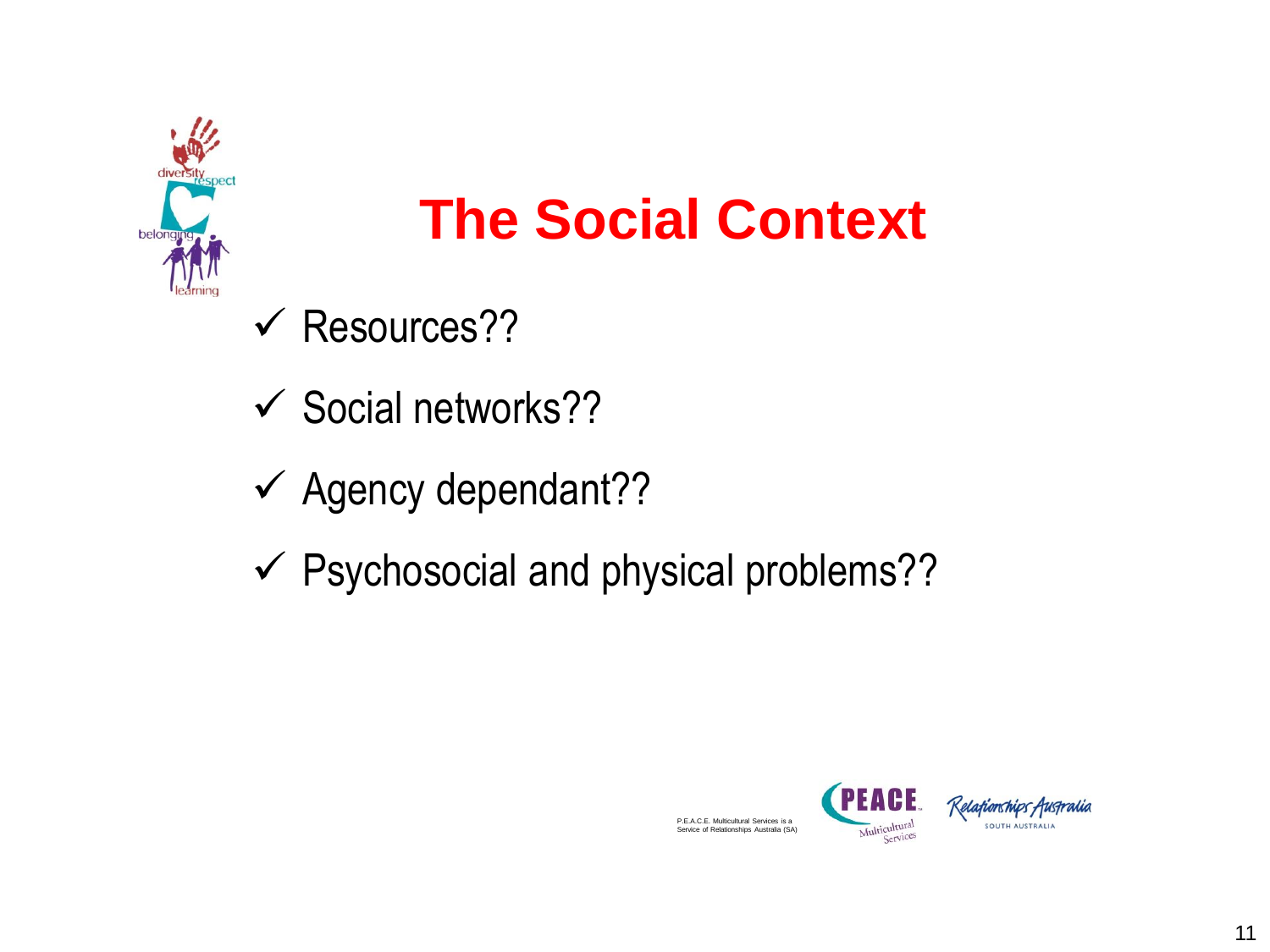# The Social Context

- ✓ Resources??
- ✓ Social networks??
- ✓ Agency dependant??
- ✓ Psychosocial and physical problems??

P.E.A.C.E. Multicultural Services is a Service of Relationships Australia (SA)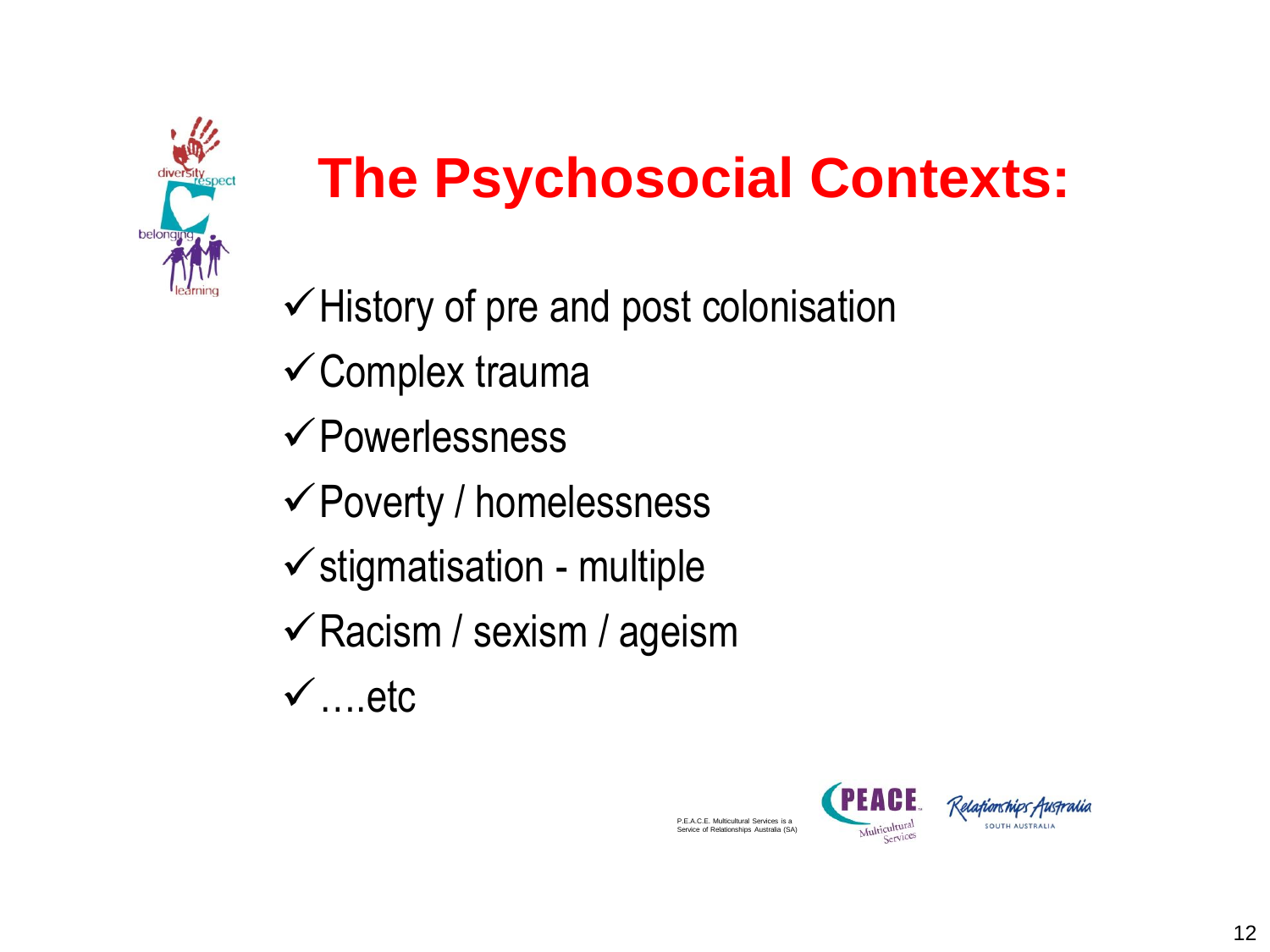# The Psychosocial Contexts:

- ✓History of pre and post colonisation
- ✓Complex trauma
- ✓Powerlessness
- ✓Poverty / homelessness
- ✓stigmatisation - multiple
- ✓Racism / sexism / ageism
- ✓….etc

P.E.A.C.E. Multicultural Services is a Service of Relationships Australia (SA)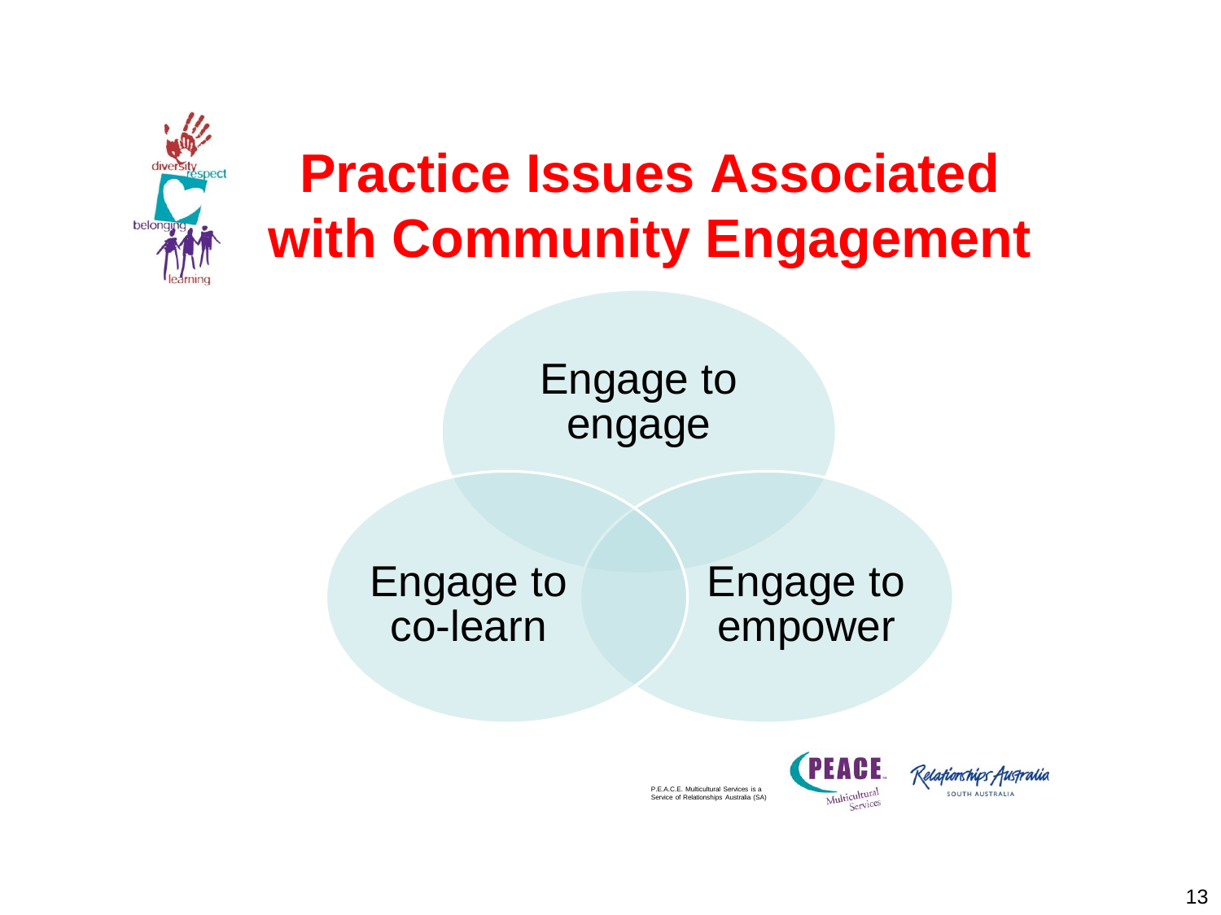# Practice Issues Associated with Community Engagement

Engage to engage

Engage to co-learn

Engage to empower

P.E.A.C.E. Multicultural Services is a Service of Relationships Australia (SA)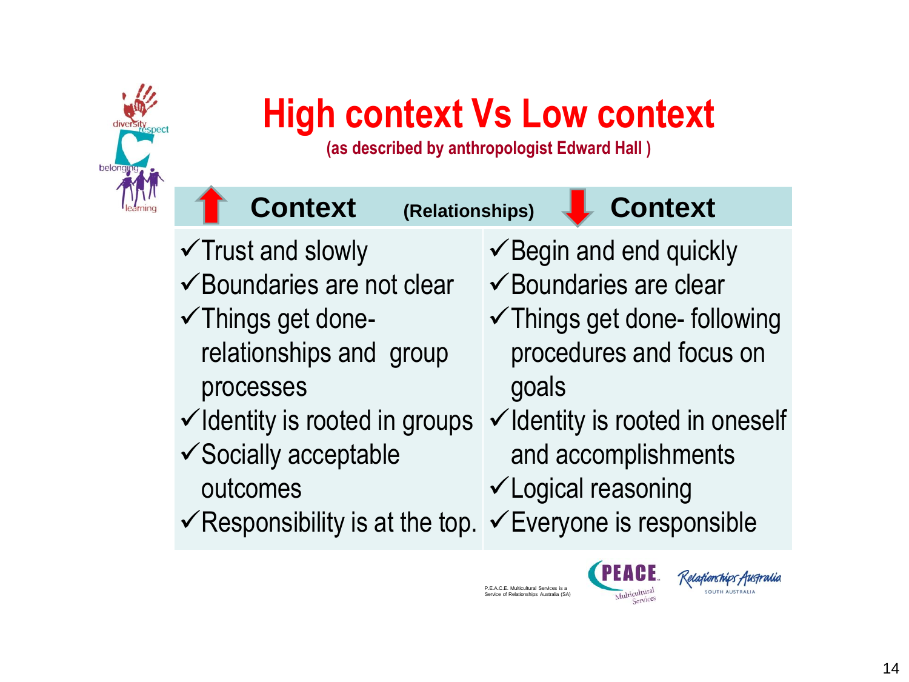# High context Vs Low context

**(as described by anthropologist Edward Hall )**

| ⬆ Context | (Relationships) ⬇ Context |
| --- | --- |
| ✓Trust and slowly<br>✓Boundaries are not clear<br>✓Things get done- relationships and group processes<br>✓Identity is rooted in groups<br>✓Socially acceptable outcomes<br>✓Responsibility is at the top. | ✓Begin and end quickly<br>✓Boundaries are clear<br>✓Things get done- following procedures and focus on goals<br>✓Identity is rooted in oneself and accomplishments<br>✓Logical reasoning<br>✓Everyone is responsible |

P.E.A.C.E. Multicultural Services is a Service of Relationships Australia (SA)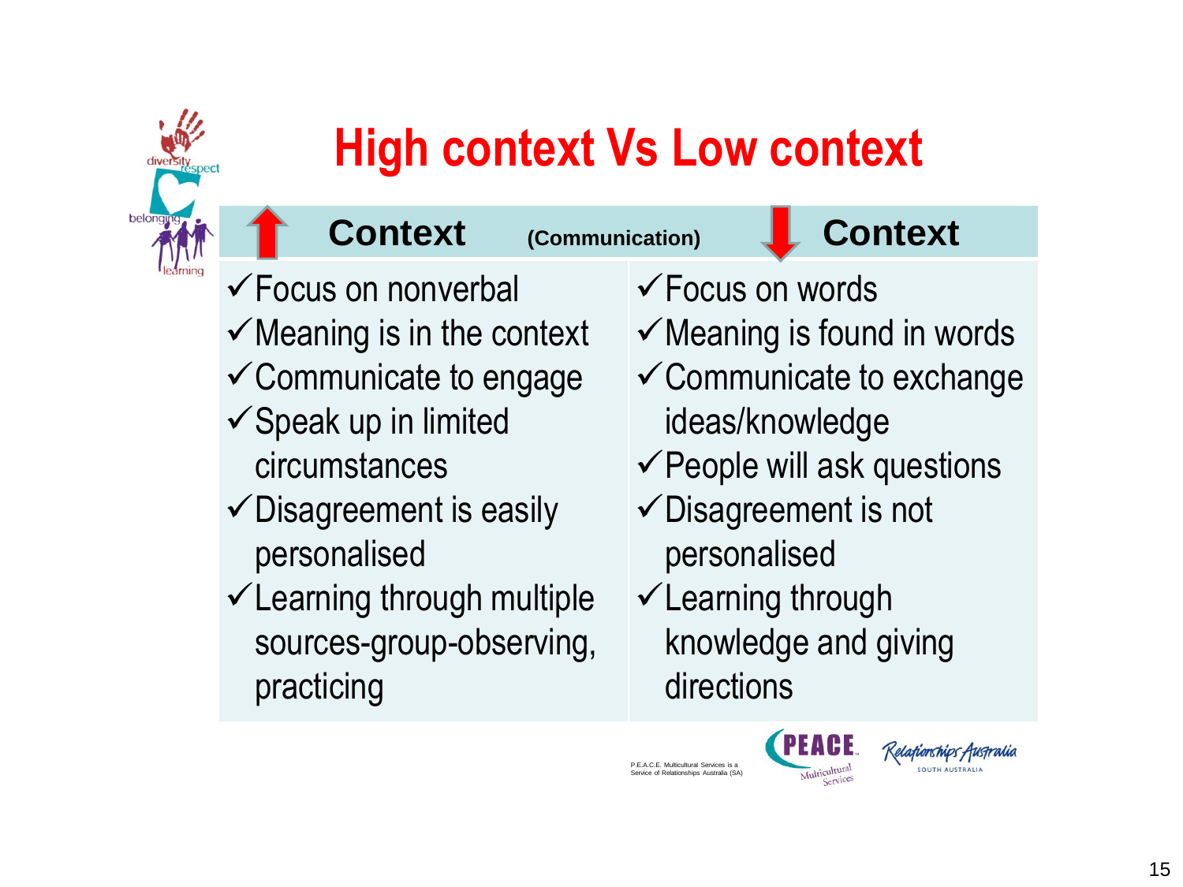# High context Vs Low context

| ↑ Context (Communication) | ↓ Context |
|---|---|
| ✓Focus on nonverbal | ✓Focus on words |
| ✓Meaning is in the context | ✓Meaning is found in words |
| ✓Communicate to engage | ✓Communicate to exchange ideas/knowledge |
| ✓Speak up in limited circumstances | ✓People will ask questions |
| ✓Disagreement is easily personalised | ✓Disagreement is not personalised |
| ✓Learning through multiple sources-group-observing, practicing | ✓Learning through knowledge and giving directions |

P.E.A.C.E. Multicultural Services is a Service of Relationships Australia (SA)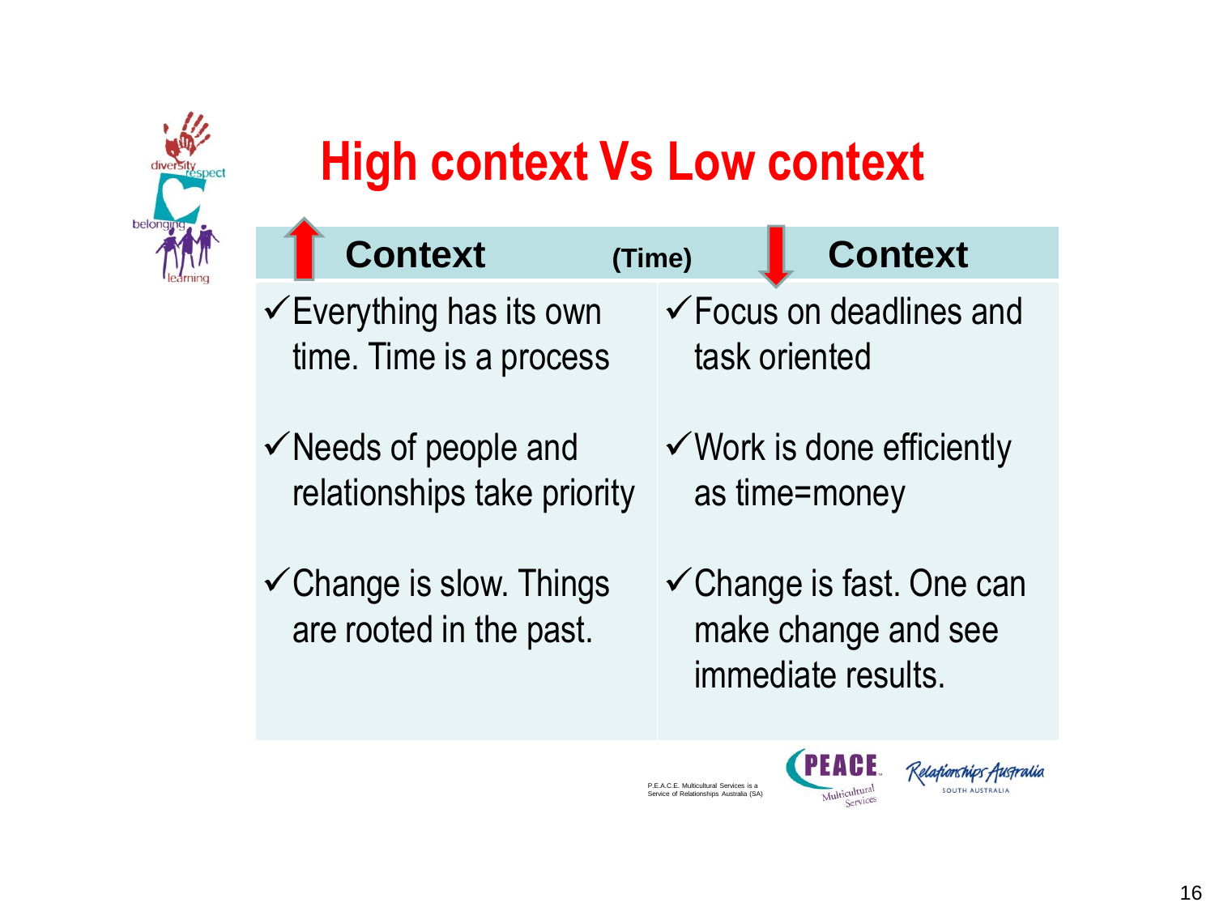# High context Vs Low context

| ⬆ Context | (Time) | ⬇ Context |
|---|---|---|
| ✓Everything has its own time. Time is a process | | ✓Focus on deadlines and task oriented |
| ✓Needs of people and relationships take priority | | ✓Work is done efficiently as time=money |
| ✓Change is slow. Things are rooted in the past. | | ✓Change is fast. One can make change and see immediate results. |

P.E.A.C.E. Multicultural Services is a Service of Relationships Australia (SA)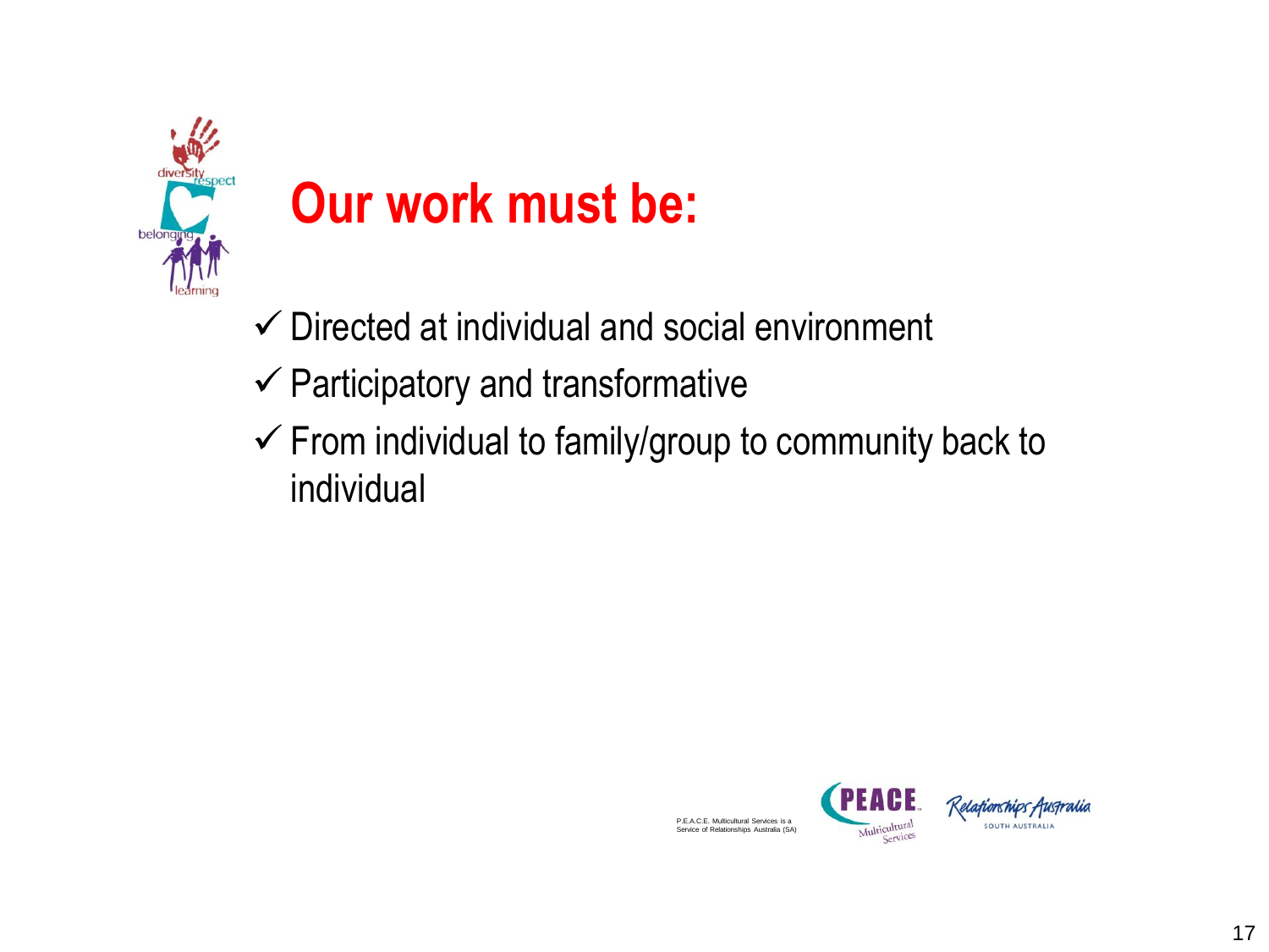## Our work must be:

- ✓ Directed at individual and social environment
- ✓ Participatory and transformative
- ✓ From individual to family/group to community back to individual

P.E.A.C.E. Multicultural Services is a Service of Relationships Australia (SA)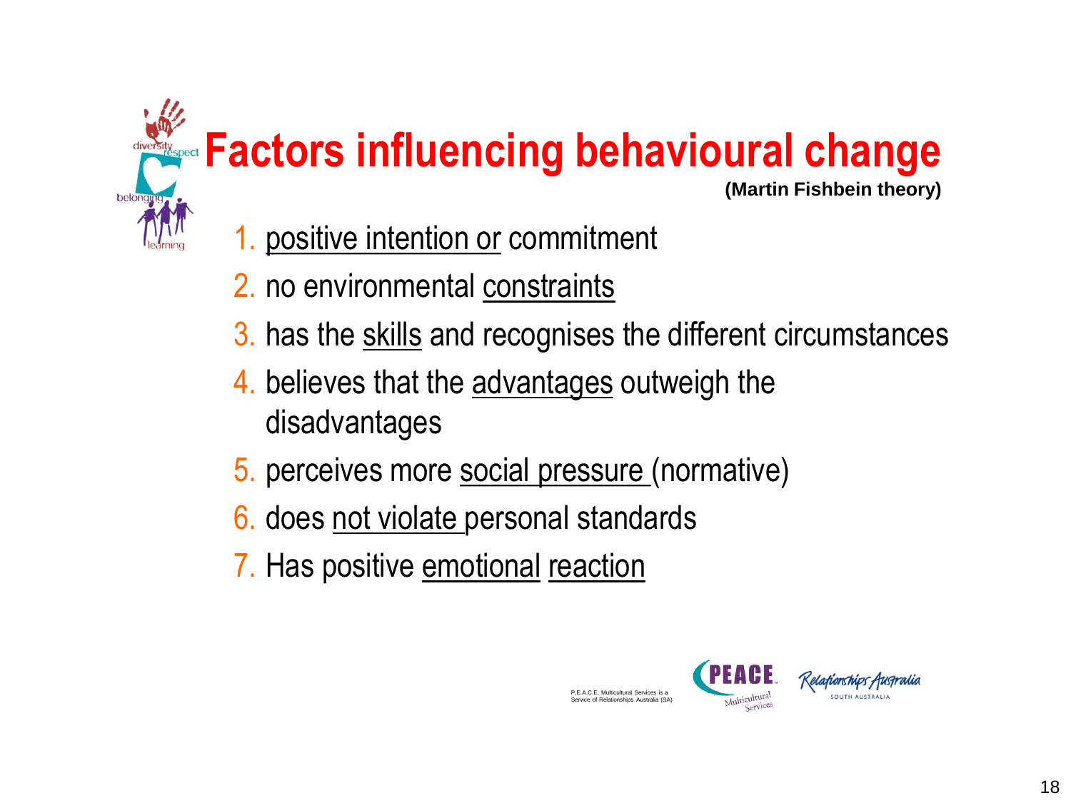# Factors influencing behavioural change

**(Martin Fishbein theory)**

1. positive intention or commitment
2. no environmental constraints
3. has the skills and recognises the different circumstances
4. believes that the advantages outweigh the disadvantages
5. perceives more social pressure (normative)
6. does not violate personal standards
7. Has positive emotional reaction

P.E.A.C.E. Multicultural Services is a Service of Relationships Australia (SA)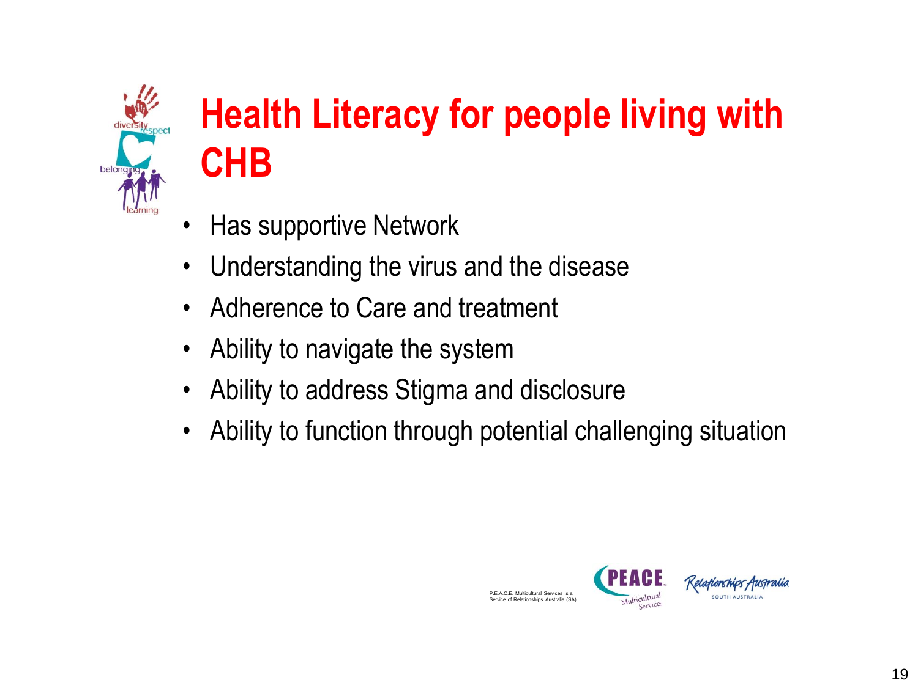# Health Literacy for people living with CHB

- Has supportive Network
- Understanding the virus and the disease
- Adherence to Care and treatment
- Ability to navigate the system
- Ability to address Stigma and disclosure
- Ability to function through potential challenging situation

P.E.A.C.E. Multicultural Services is a Service of Relationships Australia (SA)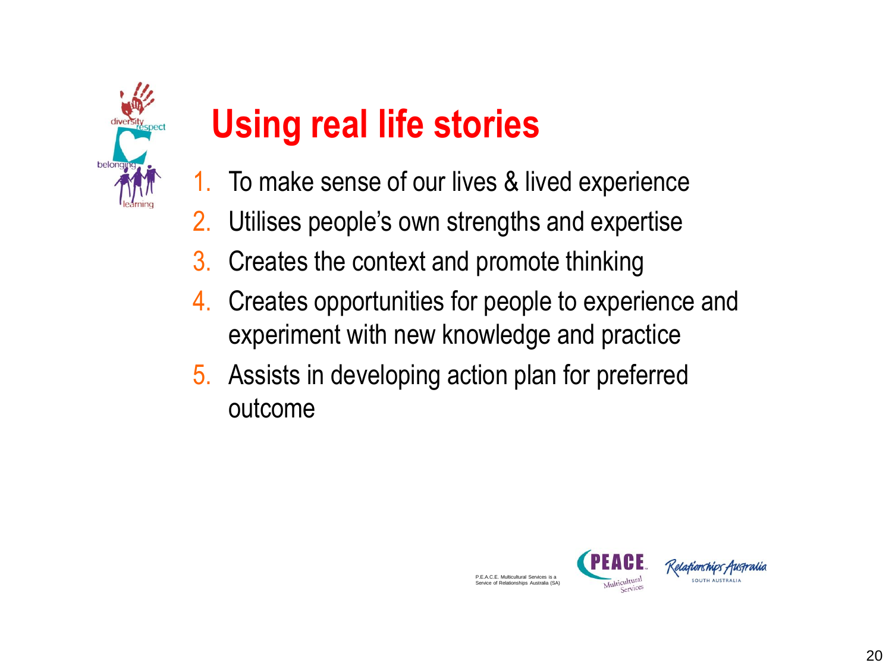# Using real life stories

1. To make sense of our lives & lived experience
2. Utilises people's own strengths and expertise
3. Creates the context and promote thinking
4. Creates opportunities for people to experience and experiment with new knowledge and practice
5. Assists in developing action plan for preferred outcome

P.E.A.C.E. Multicultural Services is a Service of Relationships Australia (SA)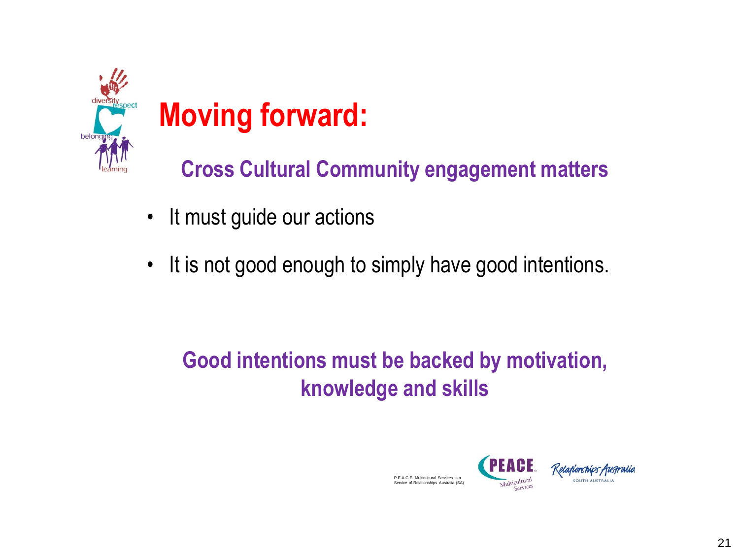# Moving forward:

**Cross Cultural Community engagement matters**

- It must guide our actions
- It is not good enough to simply have good intentions.

**Good intentions must be backed by motivation, knowledge and skills**

P.E.A.C.E. Multicultural Services is a Service of Relationships Australia (SA)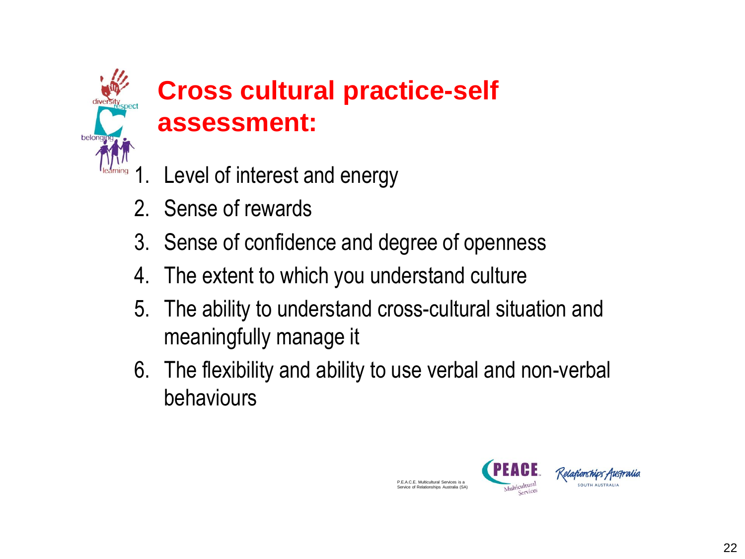# Cross cultural practice-self assessment:

1. Level of interest and energy
2. Sense of rewards
3. Sense of confidence and degree of openness
4. The extent to which you understand culture
5. The ability to understand cross-cultural situation and meaningfully manage it
6. The flexibility and ability to use verbal and non-verbal behaviours

P.E.A.C.E. Multicultural Services is a Service of Relationships Australia (SA)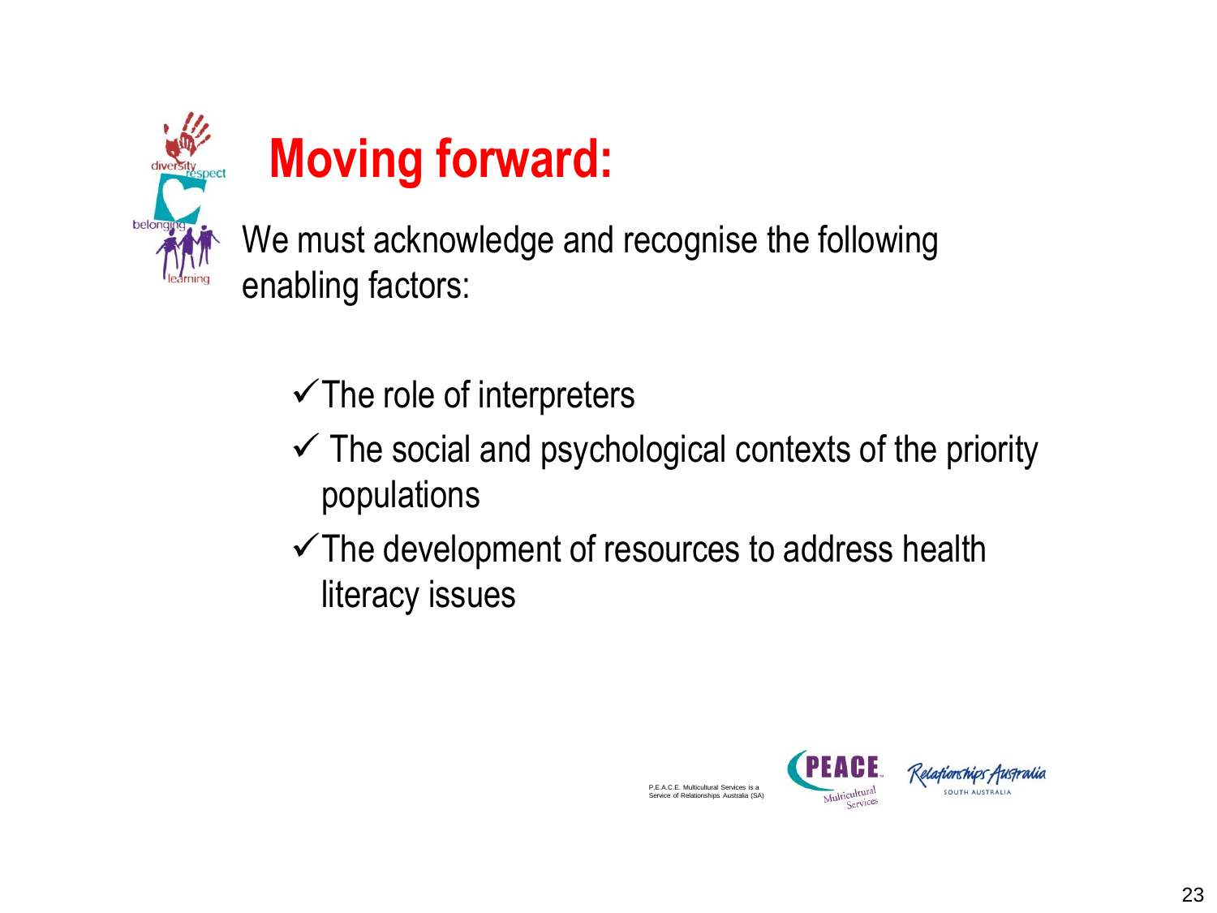# Moving forward:

We must acknowledge and recognise the following enabling factors:

- ✓The role of interpreters
- ✓ The social and psychological contexts of the priority populations
- ✓The development of resources to address health literacy issues

P.E.A.C.E. Multicultural Services is a Service of Relationships Australia (SA)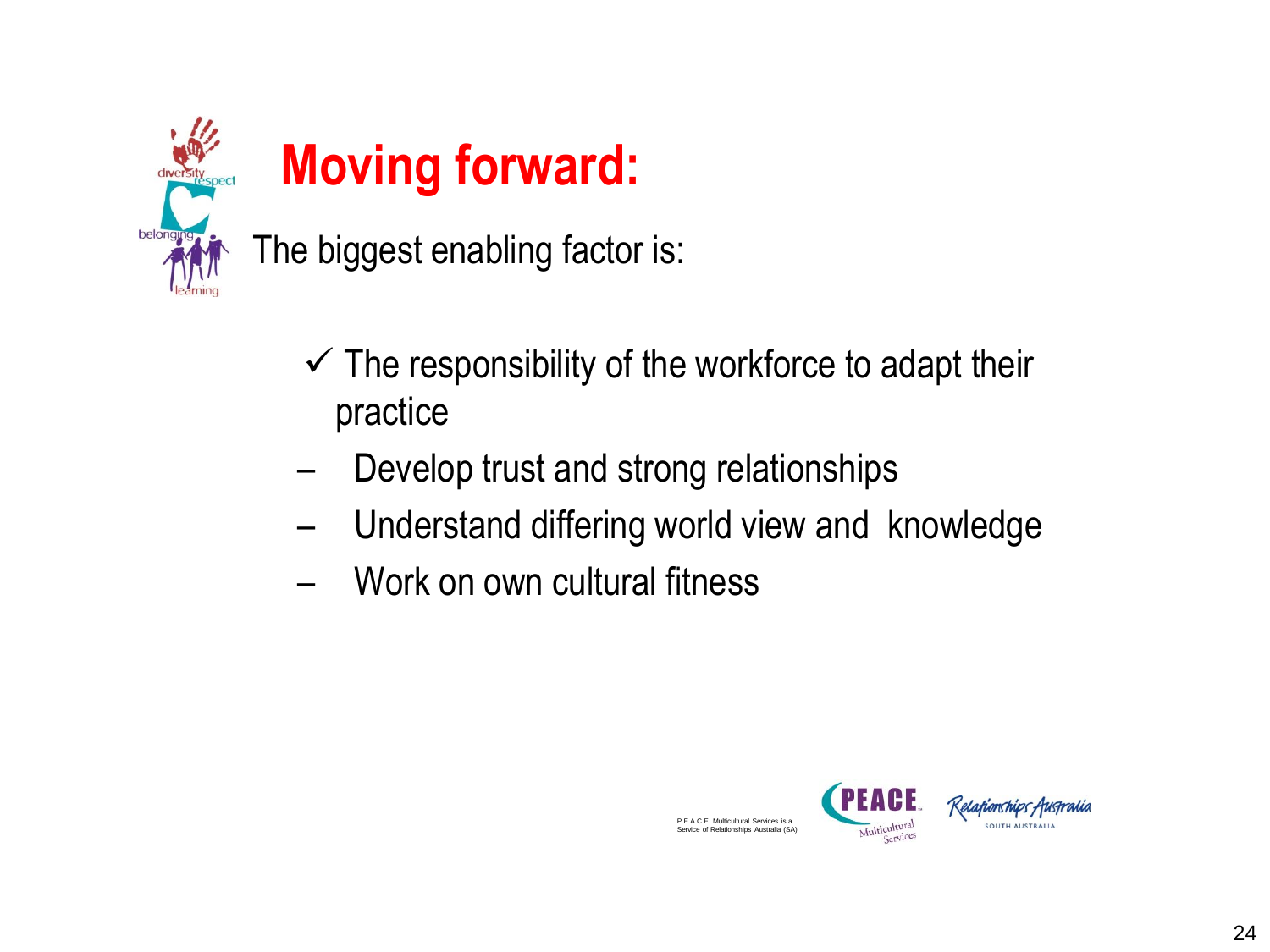# Moving forward:

The biggest enabling factor is:

- ✓ The responsibility of the workforce to adapt their practice
  - Develop trust and strong relationships
  - Understand differing world view and knowledge
  - Work on own cultural fitness

P.E.A.C.E. Multicultural Services is a Service of Relationships Australia (SA)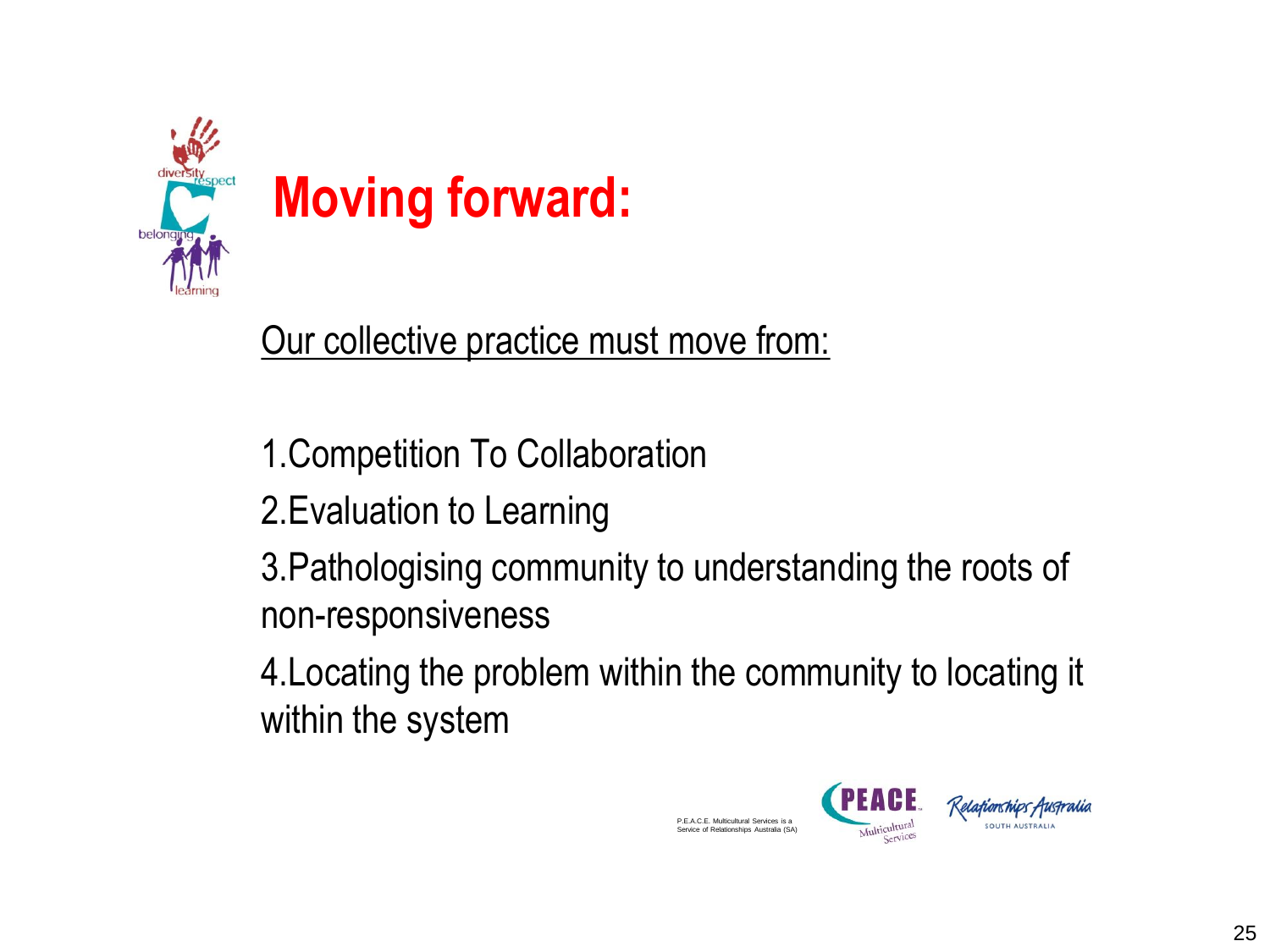# Moving forward:

<u>Our collective practice must move from:</u>

1. Competition To Collaboration
2. Evaluation to Learning
3. Pathologising community to understanding the roots of non-responsiveness
4. Locating the problem within the community to locating it within the system

P.E.A.C.E. Multicultural Services is a Service of Relationships Australia (SA)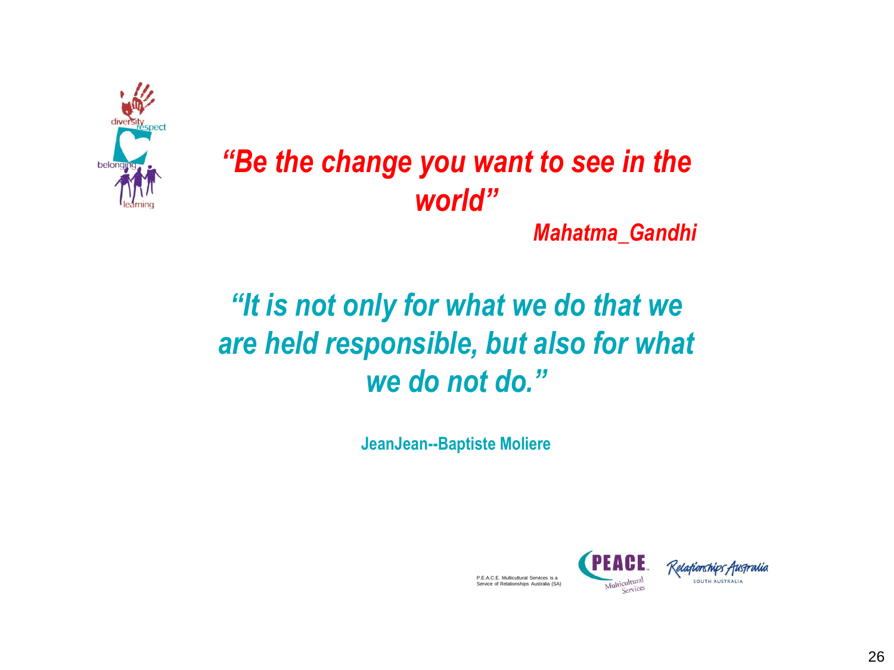*“Be the change you want to see in the world”*

*Mahatma_Gandhi*

*“It is not only for what we do that we are held responsible, but also for what we do not do.”*

**JeanJean--Baptiste Moliere**

P.E.A.C.E. Multicultural Services is a Service of Relationships Australia (SA)